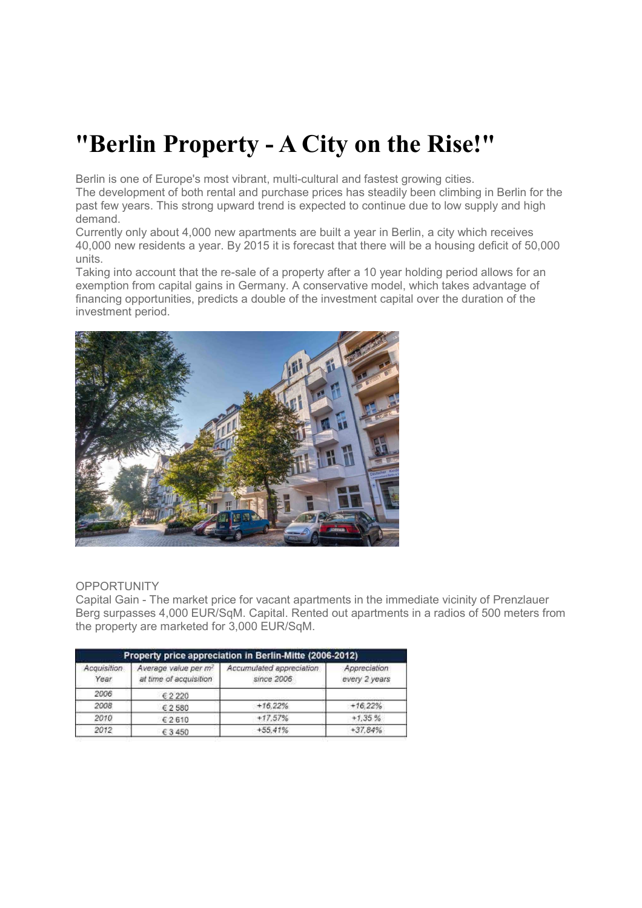# "Berlin Property - A City on the Rise!"

Berlin is one of Europe's most vibrant, multi-cultural and fastest growing cities.
The development of both rental and purchase prices has steadily been climbing in Berlin for the past few years. This strong upward trend is expected to continue due to low supply and high demand.
Currently only about 4,000 new apartments are built a year in Berlin, a city which receives 40,000 new residents a year. By 2015 it is forecast that there will be a housing deficit of 50,000 units.
Taking into account that the re-sale of a property after a 10 year holding period allows for an exemption from capital gains in Germany. A conservative model, which takes advantage of financing opportunities, predicts a double of the investment capital over the duration of the investment period.

OPPORTUNITY
Capital Gain - The market price for vacant apartments in the immediate vicinity of Prenzlauer Berg surpasses 4,000 EUR/SqM. Capital. Rented out apartments in a radios of 500 meters from the property are marketed for 3,000 EUR/SqM.

**Property price appreciation in Berlin-Mitte (2006-2012)**

| Acquisition Year | Average value per m² at time of acquisition | Accumulated appreciation since 2006 | Appreciation every 2 years |
|---|---|---|---|
| 2006 | € 2 220 | | |
| 2008 | € 2 580 | +16,22% | +16,22% |
| 2010 | € 2 610 | +17,57% | +1,35 % |
| 2012 | € 3 450 | +55,41% | +37,84% |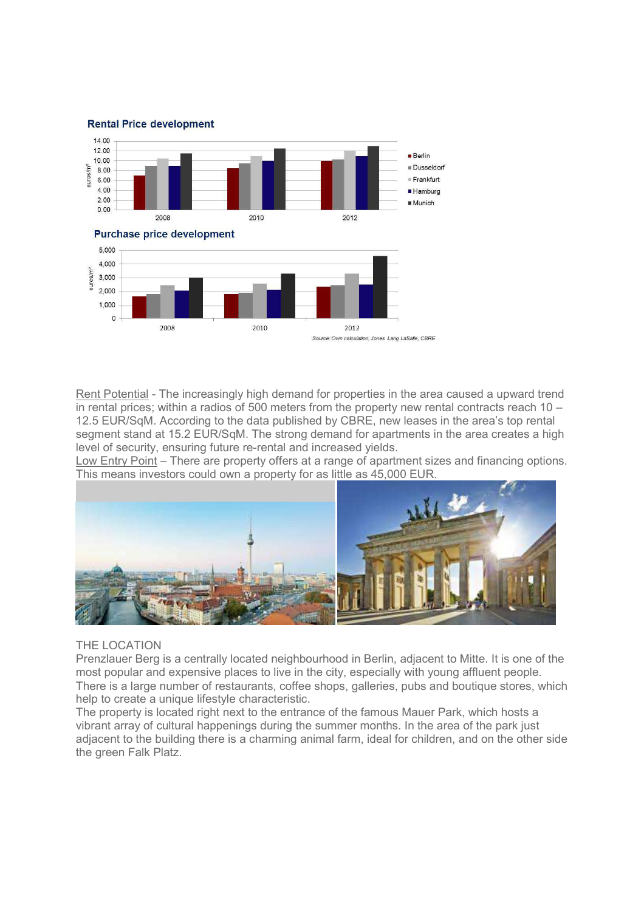**Rental Price development**

**Purchase price development**

*Source: Own calculation, Jones Lang LaSalle, CBRE*

Rent Potential - The increasingly high demand for properties in the area caused a upward trend in rental prices; within a radios of 500 meters from the property new rental contracts reach 10 – 12.5 EUR/SqM. According to the data published by CBRE, new leases in the area's top rental segment stand at 15.2 EUR/SqM. The strong demand for apartments in the area creates a high level of security, ensuring future re-rental and increased yields.

Low Entry Point – There are property offers at a range of apartment sizes and financing options. This means investors could own a property for as little as 45,000 EUR.

THE LOCATION

Prenzlauer Berg is a centrally located neighbourhood in Berlin, adjacent to Mitte. It is one of the most popular and expensive places to live in the city, especially with young affluent people. There is a large number of restaurants, coffee shops, galleries, pubs and boutique stores, which help to create a unique lifestyle characteristic.

The property is located right next to the entrance of the famous Mauer Park, which hosts a vibrant array of cultural happenings during the summer months. In the area of the park just adjacent to the building there is a charming animal farm, ideal for children, and on the other side the green Falk Platz.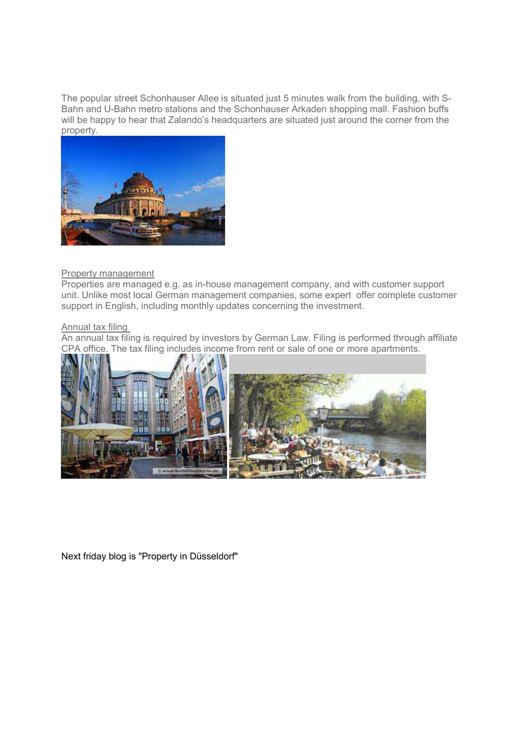The popular street Schonhauser Allee is situated just 5 minutes walk from the building, with S-Bahn and U-Bahn metro stations and the Schonhauser Arkaden shopping mall. Fashion buffs will be happy to hear that Zalando's headquarters are situated just around the corner from the property.

Property management

Properties are managed e.g. as in-house management company, and with customer support unit. Unlike most local German management companies, some expert offer complete customer support in English, including monthly updates concerning the investment.

Annual tax filing

An annual tax filing is required by investors by German Law. Filing is performed through affiliate CPA office. The tax filing includes income from rent or sale of one or more apartments.

Next friday blog is "Property in Düsseldorf"